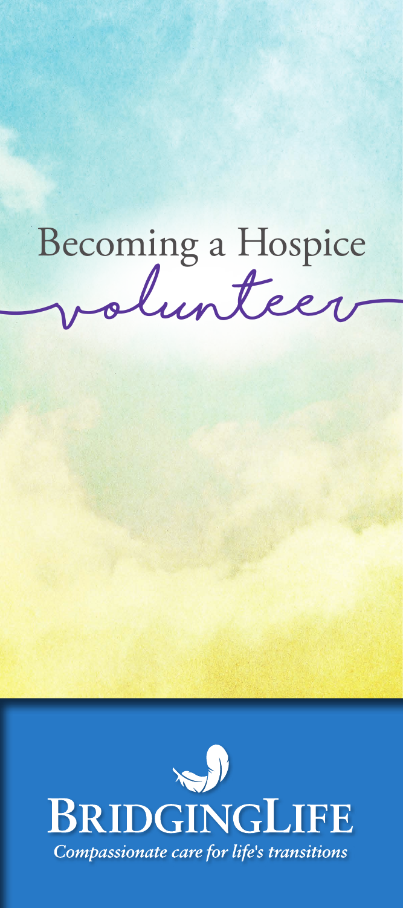# Becoming a Hospice volunteer

BRIDGINGLIFE

*Compassionate care for life's transitions*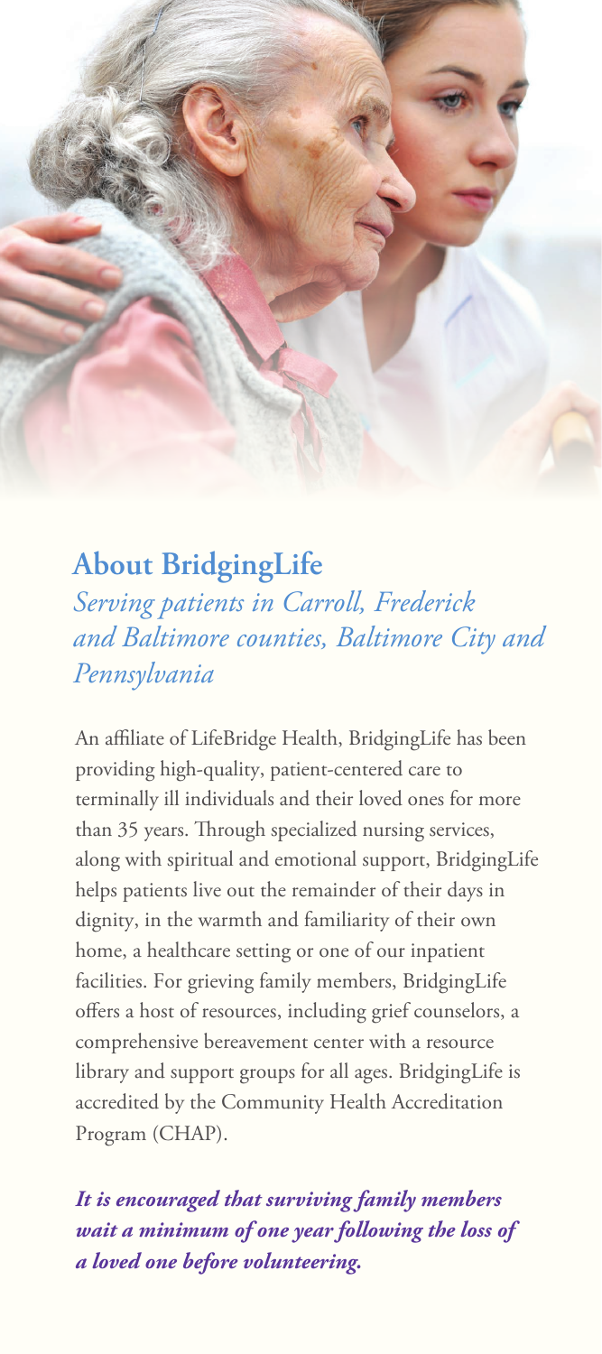## About BridgingLife

*Serving patients in Carroll, Frederick and Baltimore counties, Baltimore City and Pennsylvania*

An affiliate of LifeBridge Health, BridgingLife has been providing high-quality, patient-centered care to terminally ill individuals and their loved ones for more than 35 years. Through specialized nursing services, along with spiritual and emotional support, BridgingLife helps patients live out the remainder of their days in dignity, in the warmth and familiarity of their own home, a healthcare setting or one of our inpatient facilities. For grieving family members, BridgingLife offers a host of resources, including grief counselors, a comprehensive bereavement center with a resource library and support groups for all ages. BridgingLife is accredited by the Community Health Accreditation Program (CHAP).

***It is encouraged that surviving family members wait a minimum of one year following the loss of a loved one before volunteering.***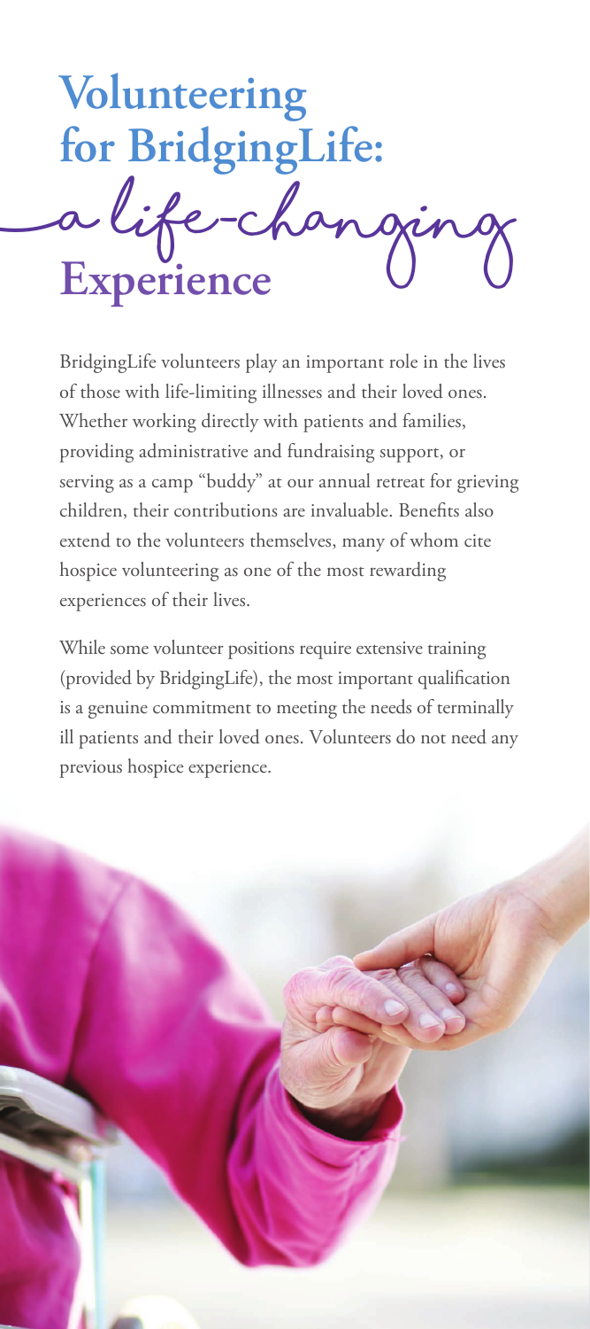# Volunteering for BridgingLife: a life-changing Experience

BridgingLife volunteers play an important role in the lives of those with life-limiting illnesses and their loved ones. Whether working directly with patients and families, providing administrative and fundraising support, or serving as a camp "buddy" at our annual retreat for grieving children, their contributions are invaluable. Benefits also extend to the volunteers themselves, many of whom cite hospice volunteering as one of the most rewarding experiences of their lives.

While some volunteer positions require extensive training (provided by BridgingLife), the most important qualification is a genuine commitment to meeting the needs of terminally ill patients and their loved ones. Volunteers do not need any previous hospice experience.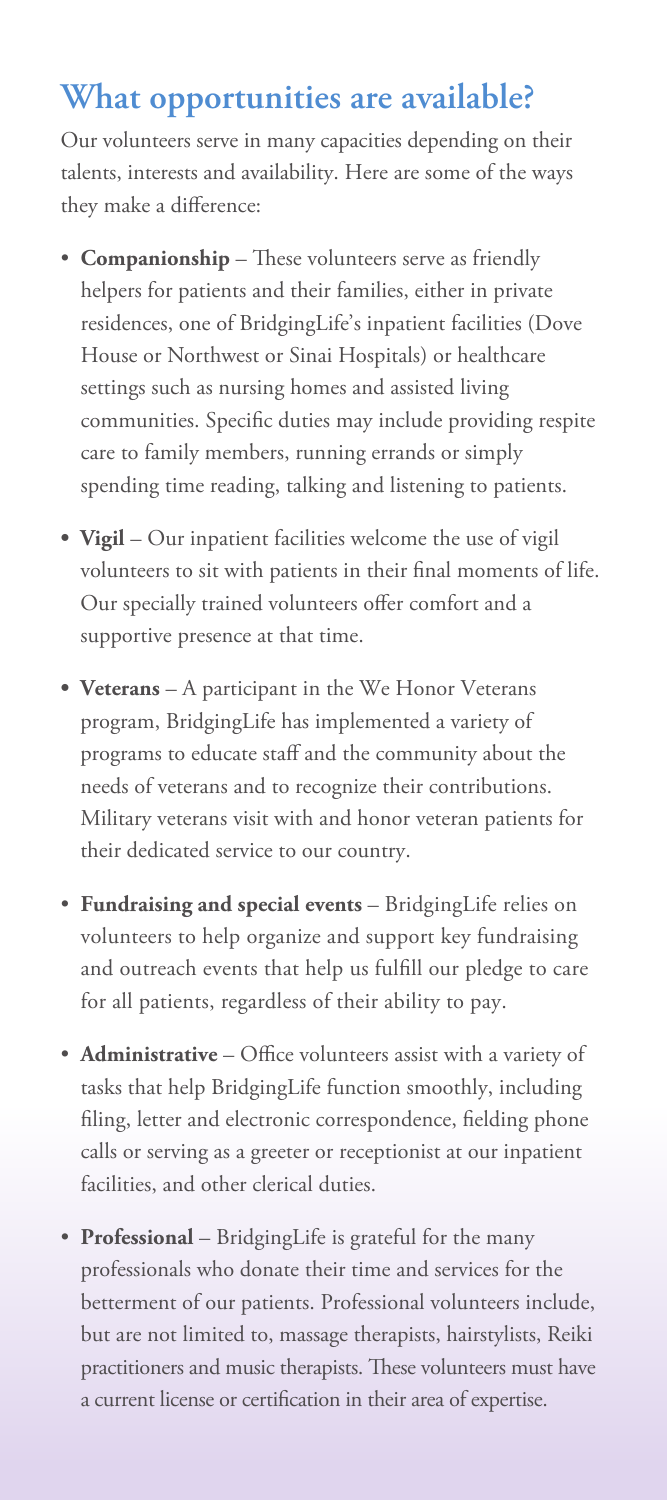## What opportunities are available?

Our volunteers serve in many capacities depending on their talents, interests and availability. Here are some of the ways they make a difference:

- **Companionship** – These volunteers serve as friendly helpers for patients and their families, either in private residences, one of BridgingLife's inpatient facilities (Dove House or Northwest or Sinai Hospitals) or healthcare settings such as nursing homes and assisted living communities. Specific duties may include providing respite care to family members, running errands or simply spending time reading, talking and listening to patients.

- **Vigil** – Our inpatient facilities welcome the use of vigil volunteers to sit with patients in their final moments of life. Our specially trained volunteers offer comfort and a supportive presence at that time.

- **Veterans** – A participant in the We Honor Veterans program, BridgingLife has implemented a variety of programs to educate staff and the community about the needs of veterans and to recognize their contributions. Military veterans visit with and honor veteran patients for their dedicated service to our country.

- **Fundraising and special events** – BridgingLife relies on volunteers to help organize and support key fundraising and outreach events that help us fulfill our pledge to care for all patients, regardless of their ability to pay.

- **Administrative** – Office volunteers assist with a variety of tasks that help BridgingLife function smoothly, including filing, letter and electronic correspondence, fielding phone calls or serving as a greeter or receptionist at our inpatient facilities, and other clerical duties.

- **Professional** – BridgingLife is grateful for the many professionals who donate their time and services for the betterment of our patients. Professional volunteers include, but are not limited to, massage therapists, hairstylists, Reiki practitioners and music therapists. These volunteers must have a current license or certification in their area of expertise.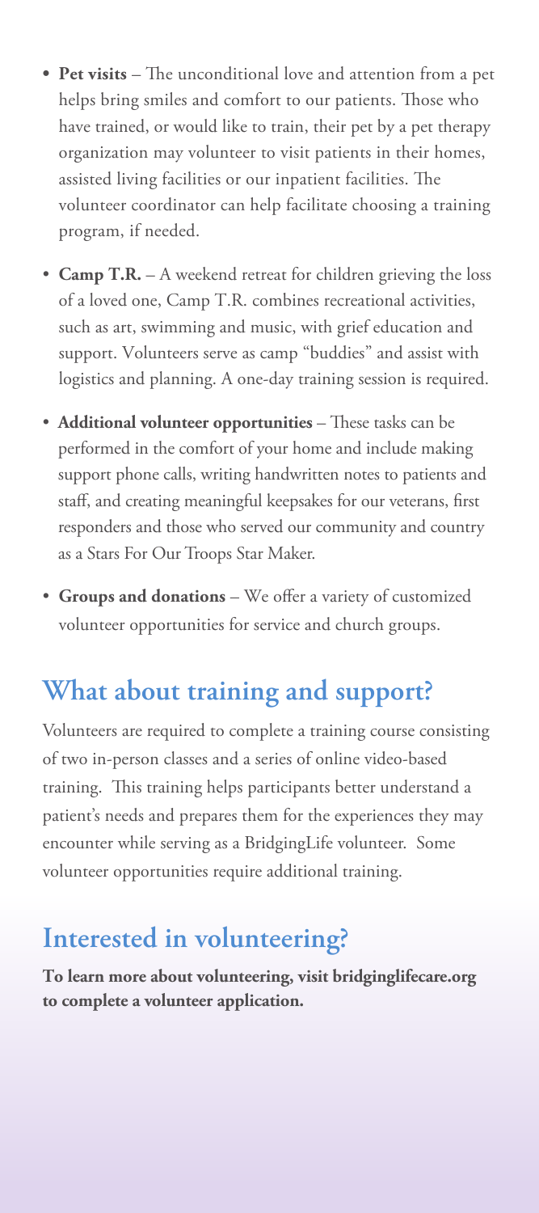- **Pet visits** – The unconditional love and attention from a pet helps bring smiles and comfort to our patients. Those who have trained, or would like to train, their pet by a pet therapy organization may volunteer to visit patients in their homes, assisted living facilities or our inpatient facilities. The volunteer coordinator can help facilitate choosing a training program, if needed.
- **Camp T.R.** – A weekend retreat for children grieving the loss of a loved one, Camp T.R. combines recreational activities, such as art, swimming and music, with grief education and support. Volunteers serve as camp "buddies" and assist with logistics and planning. A one-day training session is required.
- **Additional volunteer opportunities** – These tasks can be performed in the comfort of your home and include making support phone calls, writing handwritten notes to patients and staff, and creating meaningful keepsakes for our veterans, first responders and those who served our community and country as a Stars For Our Troops Star Maker.
- **Groups and donations** – We offer a variety of customized volunteer opportunities for service and church groups.

## What about training and support?

Volunteers are required to complete a training course consisting of two in-person classes and a series of online video-based training. This training helps participants better understand a patient's needs and prepares them for the experiences they may encounter while serving as a BridgingLife volunteer. Some volunteer opportunities require additional training.

## Interested in volunteering?

**To learn more about volunteering, visit bridginglifecare.org to complete a volunteer application.**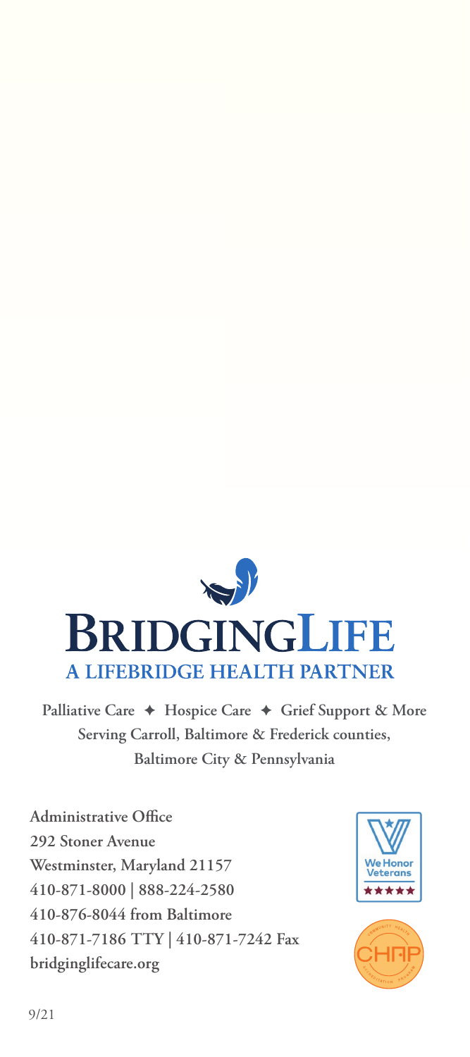# BRIDGINGLIFE

**A LIFEBRIDGE HEALTH PARTNER**

**Palliative Care ✦ Hospice Care ✦ Grief Support & More**
**Serving Carroll, Baltimore & Frederick counties,**
**Baltimore City & Pennsylvania**

**Administrative Office**
**292 Stoner Avenue**
**Westminster, Maryland 21157**
**410-871-8000 | 888-224-2580**
**410-876-8044 from Baltimore**
**410-871-7186 TTY | 410-871-7242 Fax**
**bridginglifecare.org**

We Honor Veterans

CHAP

9/21